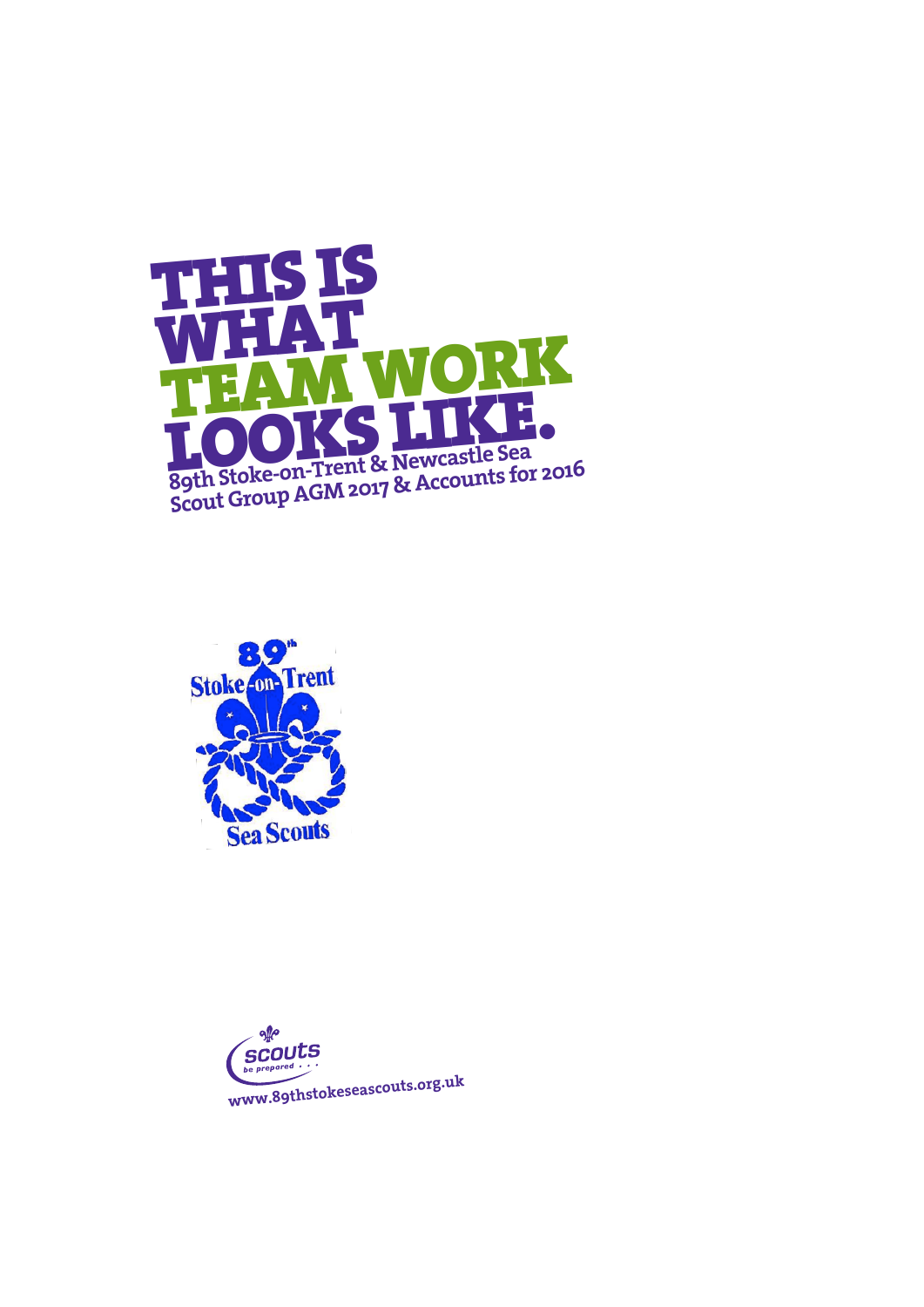# THIS IS WHAT TEAM WORK LOOKS LIKE.

**89th Stoke-on-Trent & Newcastle Sea Scout Group AGM 2017 & Accounts for 2016**

89th Stoke-on-Trent Sea Scouts

scouts be prepared . . .

www.89thstokeseascouts.org.uk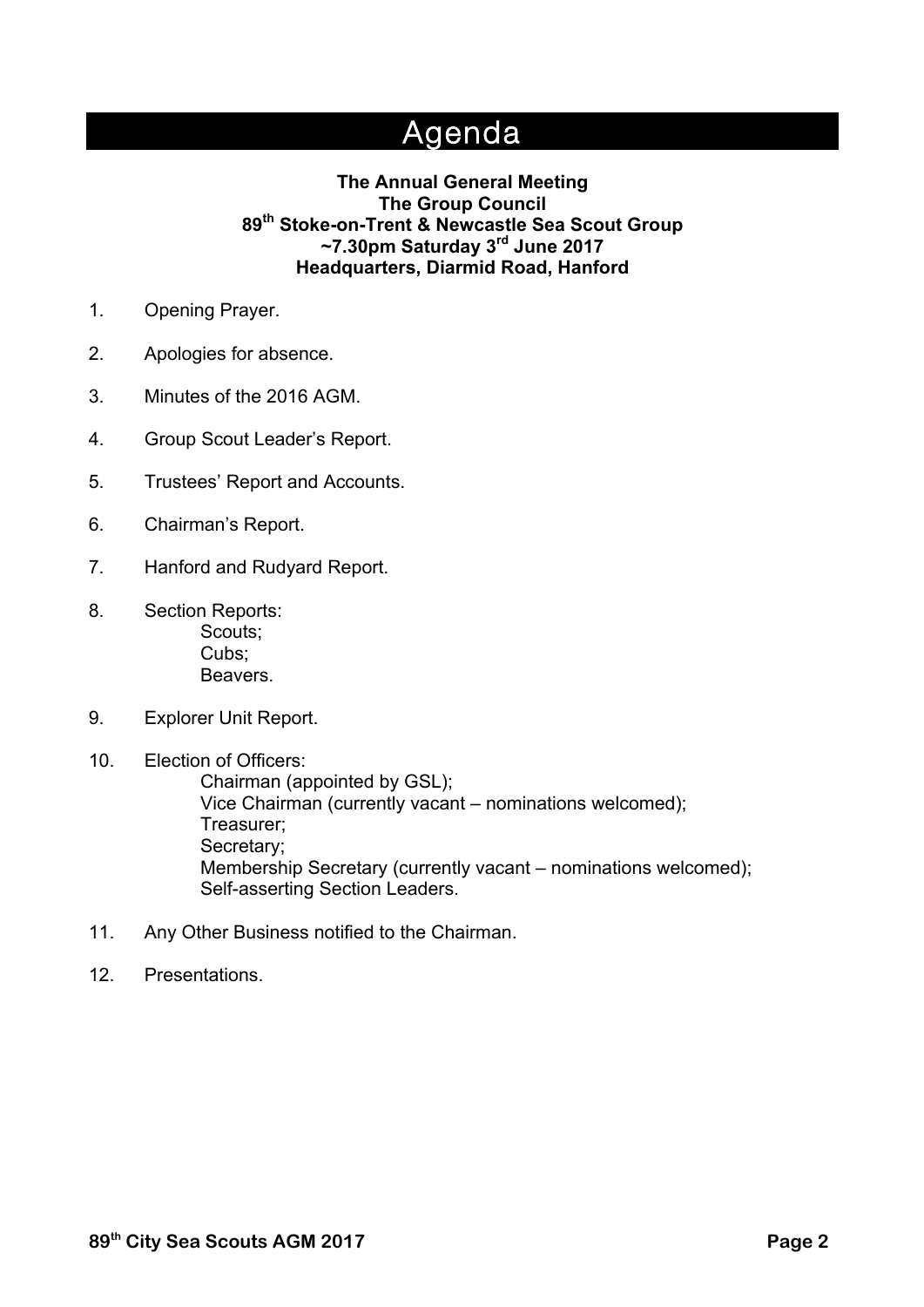# Agenda

**The Annual General Meeting**
**The Group Council**
**89th Stoke-on-Trent & Newcastle Sea Scout Group**
**~7.30pm Saturday 3rd June 2017**
**Headquarters, Diarmid Road, Hanford**

1. Opening Prayer.
2. Apologies for absence.
3. Minutes of the 2016 AGM.
4. Group Scout Leader's Report.
5. Trustees' Report and Accounts.
6. Chairman's Report.
7. Hanford and Rudyard Report.
8. Section Reports:
    - Scouts;
    - Cubs;
    - Beavers.
9. Explorer Unit Report.
10. Election of Officers:
    - Chairman (appointed by GSL);
    - Vice Chairman (currently vacant – nominations welcomed);
    - Treasurer;
    - Secretary;
    - Membership Secretary (currently vacant – nominations welcomed);
    - Self-asserting Section Leaders.
11. Any Other Business notified to the Chairman.
12. Presentations.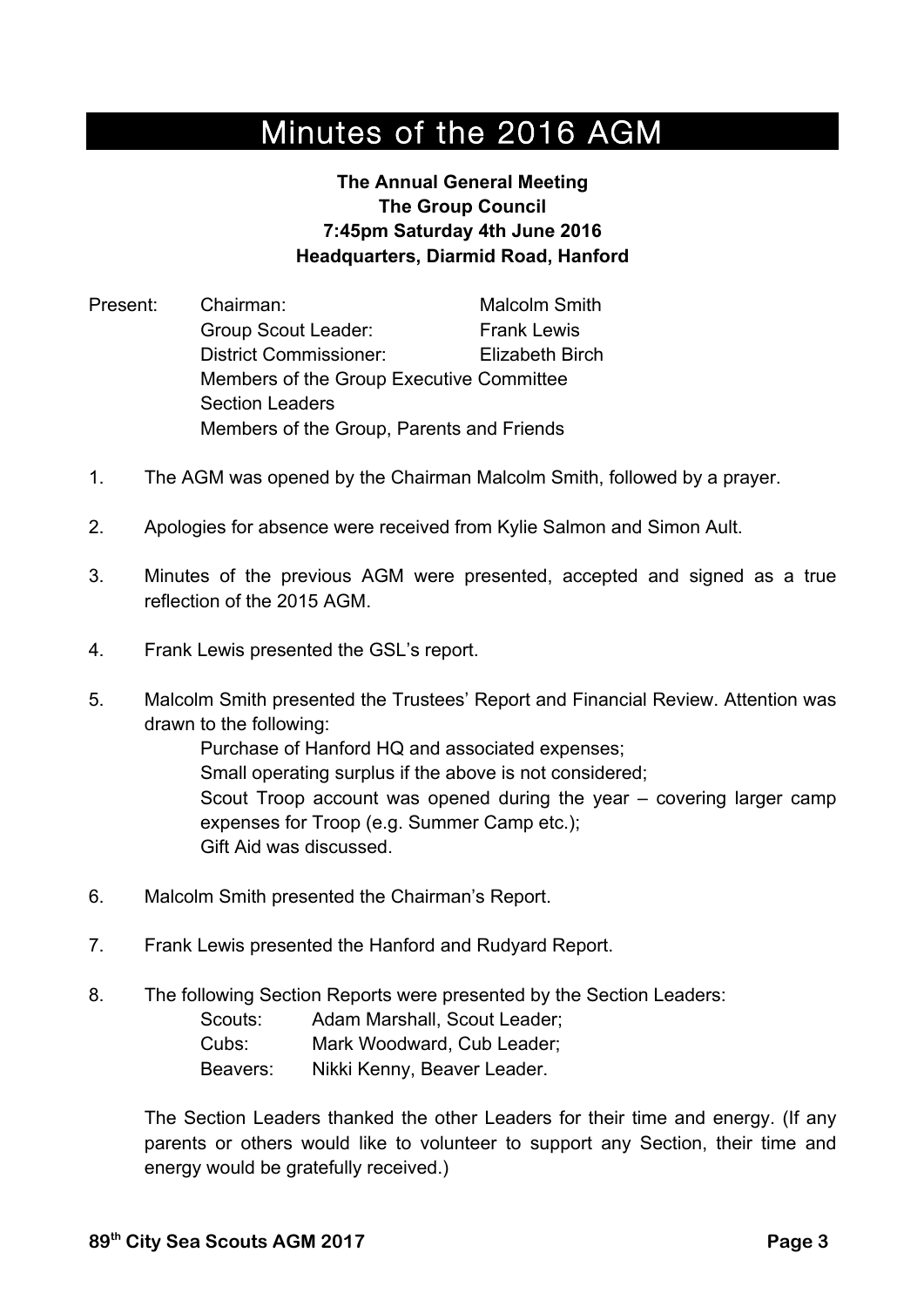# Minutes of the 2016 AGM

**The Annual General Meeting**
**The Group Council**
**7:45pm Saturday 4th June 2016**
**Headquarters, Diarmid Road, Hanford**

Present:

| | |
|---|---|
| Chairman: | Malcolm Smith |
| Group Scout Leader: | Frank Lewis |
| District Commissioner: | Elizabeth Birch |

Members of the Group Executive Committee
Section Leaders
Members of the Group, Parents and Friends

1. The AGM was opened by the Chairman Malcolm Smith, followed by a prayer.

2. Apologies for absence were received from Kylie Salmon and Simon Ault.

3. Minutes of the previous AGM were presented, accepted and signed as a true reflection of the 2015 AGM.

4. Frank Lewis presented the GSL's report.

5. Malcolm Smith presented the Trustees' Report and Financial Review. Attention was drawn to the following:
   - Purchase of Hanford HQ and associated expenses;
   - Small operating surplus if the above is not considered;
   - Scout Troop account was opened during the year – covering larger camp expenses for Troop (e.g. Summer Camp etc.);
   - Gift Aid was discussed.

6. Malcolm Smith presented the Chairman's Report.

7. Frank Lewis presented the Hanford and Rudyard Report.

8. The following Section Reports were presented by the Section Leaders:
   - Scouts: Adam Marshall, Scout Leader;
   - Cubs: Mark Woodward, Cub Leader;
   - Beavers: Nikki Kenny, Beaver Leader.

   The Section Leaders thanked the other Leaders for their time and energy. (If any parents or others would like to volunteer to support any Section, their time and energy would be gratefully received.)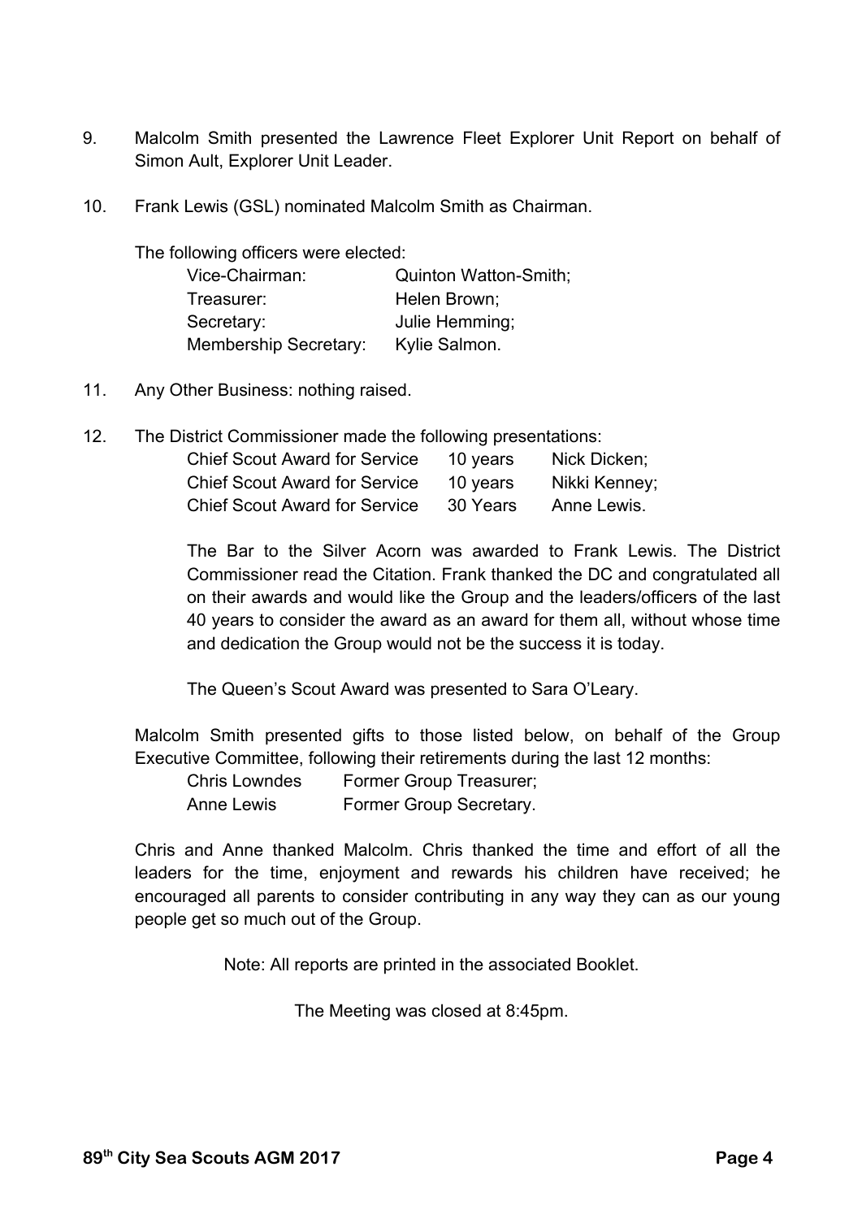9. Malcolm Smith presented the Lawrence Fleet Explorer Unit Report on behalf of Simon Ault, Explorer Unit Leader.

10. Frank Lewis (GSL) nominated Malcolm Smith as Chairman.

    The following officers were elected:

    | | |
    |---|---|
    | Vice-Chairman: | Quinton Watton-Smith; |
    | Treasurer: | Helen Brown; |
    | Secretary: | Julie Hemming; |
    | Membership Secretary: | Kylie Salmon. |

11. Any Other Business: nothing raised.

12. The District Commissioner made the following presentations:

    | | | |
    |---|---|---|
    | Chief Scout Award for Service | 10 years | Nick Dicken; |
    | Chief Scout Award for Service | 10 years | Nikki Kenney; |
    | Chief Scout Award for Service | 30 Years | Anne Lewis. |

    The Bar to the Silver Acorn was awarded to Frank Lewis. The District Commissioner read the Citation. Frank thanked the DC and congratulated all on their awards and would like the Group and the leaders/officers of the last 40 years to consider the award as an award for them all, without whose time and dedication the Group would not be the success it is today.

    The Queen's Scout Award was presented to Sara O'Leary.

    Malcolm Smith presented gifts to those listed below, on behalf of the Group Executive Committee, following their retirements during the last 12 months:

    | | |
    |---|---|
    | Chris Lowndes | Former Group Treasurer; |
    | Anne Lewis | Former Group Secretary. |

    Chris and Anne thanked Malcolm. Chris thanked the time and effort of all the leaders for the time, enjoyment and rewards his children have received; he encouraged all parents to consider contributing in any way they can as our young people get so much out of the Group.

Note: All reports are printed in the associated Booklet.

The Meeting was closed at 8:45pm.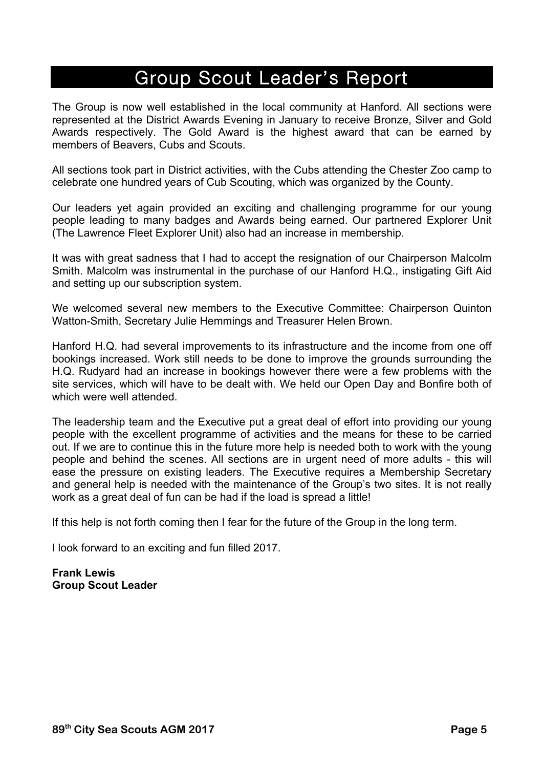# Group Scout Leader's Report

The Group is now well established in the local community at Hanford. All sections were represented at the District Awards Evening in January to receive Bronze, Silver and Gold Awards respectively. The Gold Award is the highest award that can be earned by members of Beavers, Cubs and Scouts.

All sections took part in District activities, with the Cubs attending the Chester Zoo camp to celebrate one hundred years of Cub Scouting, which was organized by the County.

Our leaders yet again provided an exciting and challenging programme for our young people leading to many badges and Awards being earned. Our partnered Explorer Unit (The Lawrence Fleet Explorer Unit) also had an increase in membership.

It was with great sadness that I had to accept the resignation of our Chairperson Malcolm Smith. Malcolm was instrumental in the purchase of our Hanford H.Q., instigating Gift Aid and setting up our subscription system.

We welcomed several new members to the Executive Committee: Chairperson Quinton Watton-Smith, Secretary Julie Hemmings and Treasurer Helen Brown.

Hanford H.Q. had several improvements to its infrastructure and the income from one off bookings increased. Work still needs to be done to improve the grounds surrounding the H.Q. Rudyard had an increase in bookings however there were a few problems with the site services, which will have to be dealt with. We held our Open Day and Bonfire both of which were well attended.

The leadership team and the Executive put a great deal of effort into providing our young people with the excellent programme of activities and the means for these to be carried out. If we are to continue this in the future more help is needed both to work with the young people and behind the scenes. All sections are in urgent need of more adults - this will ease the pressure on existing leaders. The Executive requires a Membership Secretary and general help is needed with the maintenance of the Group's two sites. It is not really work as a great deal of fun can be had if the load is spread a little!

If this help is not forth coming then I fear for the future of the Group in the long term.

I look forward to an exciting and fun filled 2017.

**Frank Lewis**
**Group Scout Leader**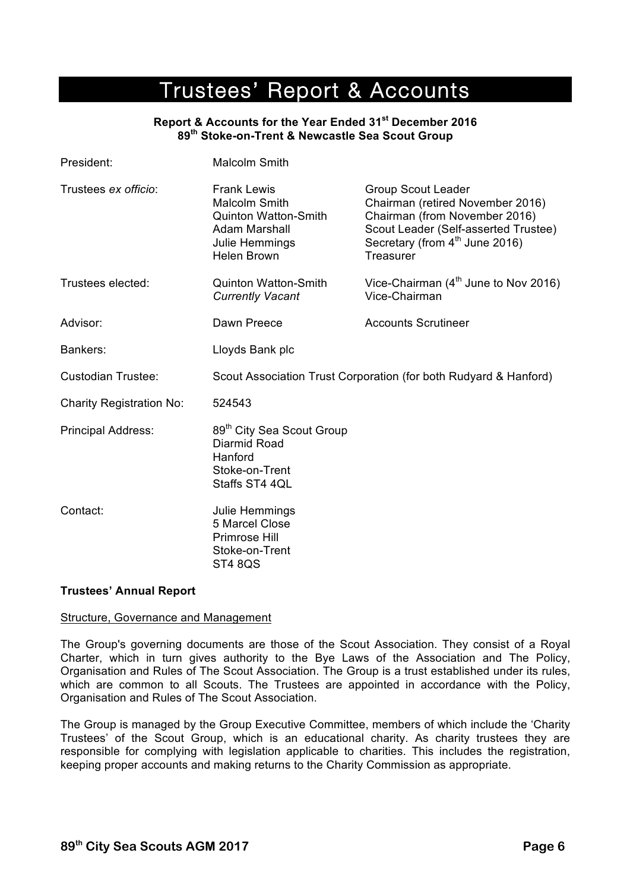# Trustees' Report & Accounts

**Report & Accounts for the Year Ended 31st December 2016**
**89th Stoke-on-Trent & Newcastle Sea Scout Group**

| | | |
|---|---|---|
| President: | Malcolm Smith | |
| Trustees *ex officio*: | Frank Lewis | Group Scout Leader |
| | Malcolm Smith | Chairman (retired November 2016) |
| | Quinton Watton-Smith | Chairman (from November 2016) |
| | Adam Marshall | Scout Leader (Self-asserted Trustee) |
| | Julie Hemmings | Secretary (from 4th June 2016) |
| | Helen Brown | Treasurer |
| Trustees elected: | Quinton Watton-Smith | Vice-Chairman (4th June to Nov 2016) |
| | *Currently Vacant* | Vice-Chairman |
| Advisor: | Dawn Preece | Accounts Scrutineer |
| Bankers: | Lloyds Bank plc | |
| Custodian Trustee: | Scout Association Trust Corporation (for both Rudyard & Hanford) | |
| Charity Registration No: | 524543 | |
| Principal Address: | 89th City Sea Scout Group<br>Diarmid Road<br>Hanford<br>Stoke-on-Trent<br>Staffs ST4 4QL | |
| Contact: | Julie Hemmings<br>5 Marcel Close<br>Primrose Hill<br>Stoke-on-Trent<br>ST4 8QS | |

**Trustees' Annual Report**

Structure, Governance and Management

The Group's governing documents are those of the Scout Association. They consist of a Royal Charter, which in turn gives authority to the Bye Laws of the Association and The Policy, Organisation and Rules of The Scout Association. The Group is a trust established under its rules, which are common to all Scouts. The Trustees are appointed in accordance with the Policy, Organisation and Rules of The Scout Association.

The Group is managed by the Group Executive Committee, members of which include the 'Charity Trustees' of the Scout Group, which is an educational charity. As charity trustees they are responsible for complying with legislation applicable to charities. This includes the registration, keeping proper accounts and making returns to the Charity Commission as appropriate.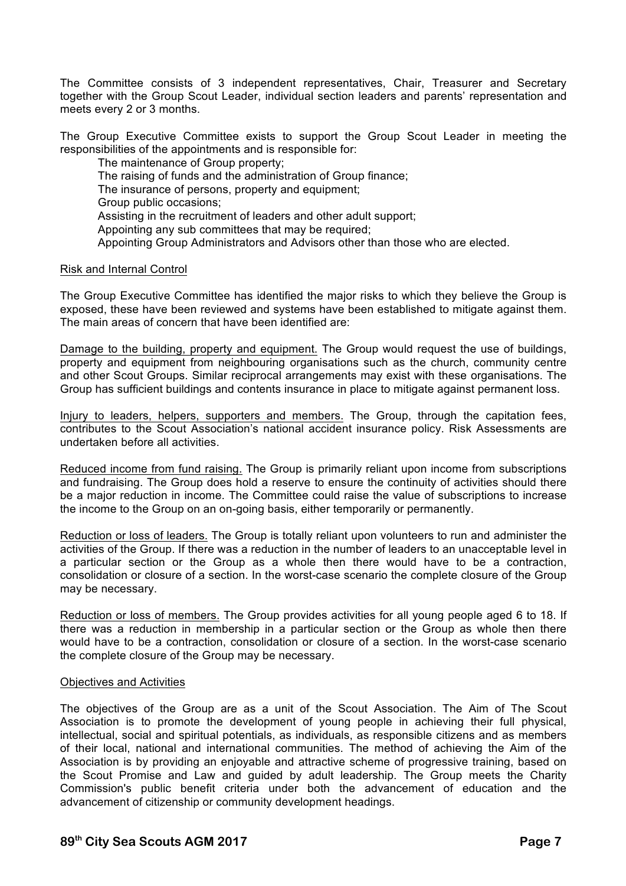The Committee consists of 3 independent representatives, Chair, Treasurer and Secretary together with the Group Scout Leader, individual section leaders and parents' representation and meets every 2 or 3 months.

The Group Executive Committee exists to support the Group Scout Leader in meeting the responsibilities of the appointments and is responsible for:

- The maintenance of Group property;
- The raising of funds and the administration of Group finance;
- The insurance of persons, property and equipment;
- Group public occasions;
- Assisting in the recruitment of leaders and other adult support;
- Appointing any sub committees that may be required;
- Appointing Group Administrators and Advisors other than those who are elected.

## Risk and Internal Control

The Group Executive Committee has identified the major risks to which they believe the Group is exposed, these have been reviewed and systems have been established to mitigate against them. The main areas of concern that have been identified are:

Damage to the building, property and equipment. The Group would request the use of buildings, property and equipment from neighbouring organisations such as the church, community centre and other Scout Groups. Similar reciprocal arrangements may exist with these organisations. The Group has sufficient buildings and contents insurance in place to mitigate against permanent loss.

Injury to leaders, helpers, supporters and members. The Group, through the capitation fees, contributes to the Scout Association's national accident insurance policy. Risk Assessments are undertaken before all activities.

Reduced income from fund raising. The Group is primarily reliant upon income from subscriptions and fundraising. The Group does hold a reserve to ensure the continuity of activities should there be a major reduction in income. The Committee could raise the value of subscriptions to increase the income to the Group on an on-going basis, either temporarily or permanently.

Reduction or loss of leaders. The Group is totally reliant upon volunteers to run and administer the activities of the Group. If there was a reduction in the number of leaders to an unacceptable level in a particular section or the Group as a whole then there would have to be a contraction, consolidation or closure of a section. In the worst-case scenario the complete closure of the Group may be necessary.

Reduction or loss of members. The Group provides activities for all young people aged 6 to 18. If there was a reduction in membership in a particular section or the Group as whole then there would have to be a contraction, consolidation or closure of a section. In the worst-case scenario the complete closure of the Group may be necessary.

## Objectives and Activities

The objectives of the Group are as a unit of the Scout Association. The Aim of The Scout Association is to promote the development of young people in achieving their full physical, intellectual, social and spiritual potentials, as individuals, as responsible citizens and as members of their local, national and international communities. The method of achieving the Aim of the Association is by providing an enjoyable and attractive scheme of progressive training, based on the Scout Promise and Law and guided by adult leadership. The Group meets the Charity Commission's public benefit criteria under both the advancement of education and the advancement of citizenship or community development headings.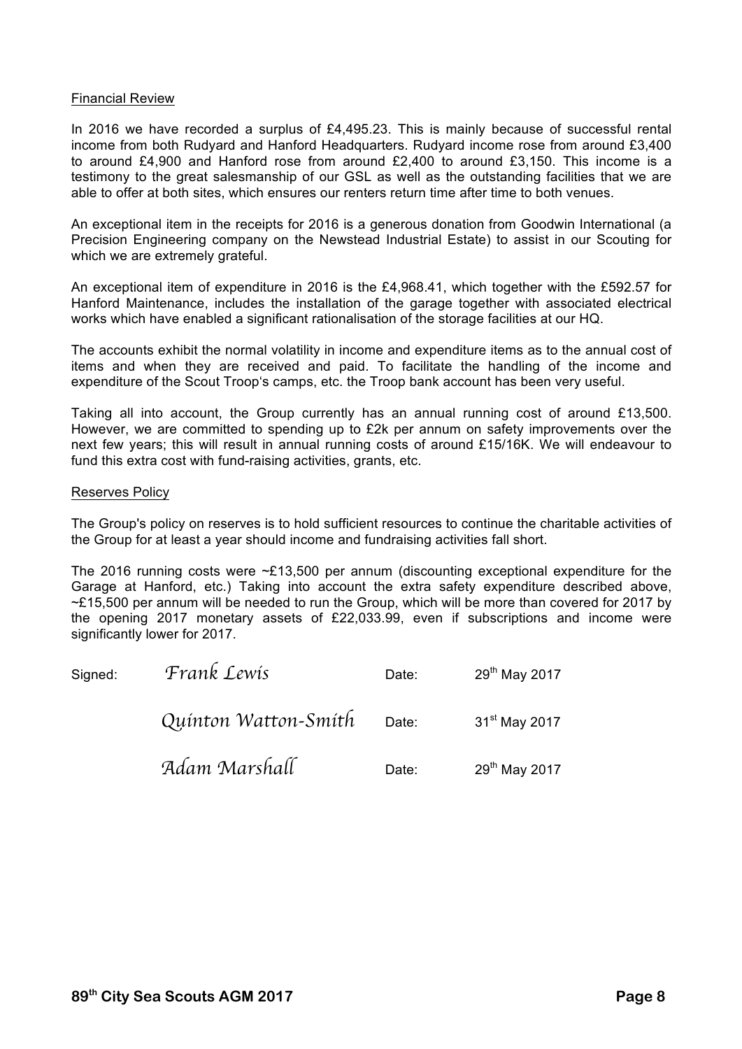## Financial Review

In 2016 we have recorded a surplus of £4,495.23. This is mainly because of successful rental income from both Rudyard and Hanford Headquarters. Rudyard income rose from around £3,400 to around £4,900 and Hanford rose from around £2,400 to around £3,150. This income is a testimony to the great salesmanship of our GSL as well as the outstanding facilities that we are able to offer at both sites, which ensures our renters return time after time to both venues.

An exceptional item in the receipts for 2016 is a generous donation from Goodwin International (a Precision Engineering company on the Newstead Industrial Estate) to assist in our Scouting for which we are extremely grateful.

An exceptional item of expenditure in 2016 is the £4,968.41, which together with the £592.57 for Hanford Maintenance, includes the installation of the garage together with associated electrical works which have enabled a significant rationalisation of the storage facilities at our HQ.

The accounts exhibit the normal volatility in income and expenditure items as to the annual cost of items and when they are received and paid. To facilitate the handling of the income and expenditure of the Scout Troop's camps, etc. the Troop bank account has been very useful.

Taking all into account, the Group currently has an annual running cost of around £13,500. However, we are committed to spending up to £2k per annum on safety improvements over the next few years; this will result in annual running costs of around £15/16K. We will endeavour to fund this extra cost with fund-raising activities, grants, etc.

## Reserves Policy

The Group's policy on reserves is to hold sufficient resources to continue the charitable activities of the Group for at least a year should income and fundraising activities fall short.

The 2016 running costs were ~£13,500 per annum (discounting exceptional expenditure for the Garage at Hanford, etc.) Taking into account the extra safety expenditure described above, ~£15,500 per annum will be needed to run the Group, which will be more than covered for 2017 by the opening 2017 monetary assets of £22,033.99, even if subscriptions and income were significantly lower for 2017.

| Signed: | *Frank Lewis* | Date: | 29th May 2017 |
|---|---|---|---|
| | *Quinton Watton-Smith* | Date: | 31st May 2017 |
| | *Adam Marshall* | Date: | 29th May 2017 |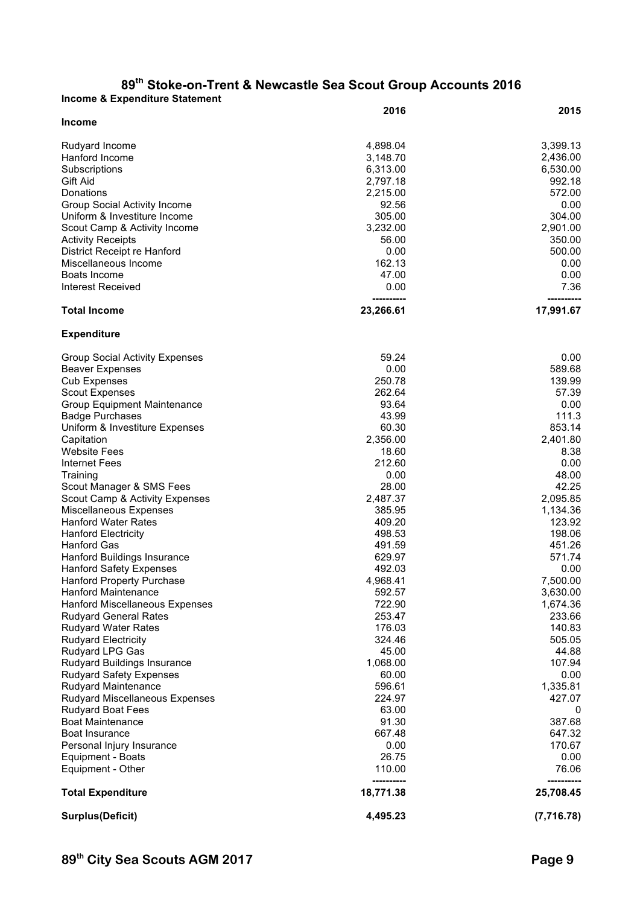# 89th Stoke-on-Trent & Newcastle Sea Scout Group Accounts 2016

**Income & Expenditure Statement**

| | 2016 | 2015 |
|---|---|---|
| **Income** | | |
| Rudyard Income | 4,898.04 | 3,399.13 |
| Hanford Income | 3,148.70 | 2,436.00 |
| Subscriptions | 6,313.00 | 6,530.00 |
| Gift Aid | 2,797.18 | 992.18 |
| Donations | 2,215.00 | 572.00 |
| Group Social Activity Income | 92.56 | 0.00 |
| Uniform & Investiture Income | 305.00 | 304.00 |
| Scout Camp & Activity Income | 3,232.00 | 2,901.00 |
| Activity Receipts | 56.00 | 350.00 |
| District Receipt re Hanford | 0.00 | 500.00 |
| Miscellaneous Income | 162.13 | 0.00 |
| Boats Income | 47.00 | 0.00 |
| Interest Received | 0.00 | 7.36 |
| **Total Income** | **23,266.61** | **17,991.67** |
| **Expenditure** | | |
| Group Social Activity Expenses | 59.24 | 0.00 |
| Beaver Expenses | 0.00 | 589.68 |
| Cub Expenses | 250.78 | 139.99 |
| Scout Expenses | 262.64 | 57.39 |
| Group Equipment Maintenance | 93.64 | 0.00 |
| Badge Purchases | 43.99 | 111.3 |
| Uniform & Investiture Expenses | 60.30 | 853.14 |
| Capitation | 2,356.00 | 2,401.80 |
| Website Fees | 18.60 | 8.38 |
| Internet Fees | 212.60 | 0.00 |
| Training | 0.00 | 48.00 |
| Scout Manager & SMS Fees | 28.00 | 42.25 |
| Scout Camp & Activity Expenses | 2,487.37 | 2,095.85 |
| Miscellaneous Expenses | 385.95 | 1,134.36 |
| Hanford Water Rates | 409.20 | 123.92 |
| Hanford Electricity | 498.53 | 198.06 |
| Hanford Gas | 491.59 | 451.26 |
| Hanford Buildings Insurance | 629.97 | 571.74 |
| Hanford Safety Expenses | 492.03 | 0.00 |
| Hanford Property Purchase | 4,968.41 | 7,500.00 |
| Hanford Maintenance | 592.57 | 3,630.00 |
| Hanford Miscellaneous Expenses | 722.90 | 1,674.36 |
| Rudyard General Rates | 253.47 | 233.66 |
| Rudyard Water Rates | 176.03 | 140.83 |
| Rudyard Electricity | 324.46 | 505.05 |
| Rudyard LPG Gas | 45.00 | 44.88 |
| Rudyard Buildings Insurance | 1,068.00 | 107.94 |
| Rudyard Safety Expenses | 60.00 | 0.00 |
| Rudyard Maintenance | 596.61 | 1,335.81 |
| Rudyard Miscellaneous Expenses | 224.97 | 427.07 |
| Rudyard Boat Fees | 63.00 | 0 |
| Boat Maintenance | 91.30 | 387.68 |
| Boat Insurance | 667.48 | 647.32 |
| Personal Injury Insurance | 0.00 | 170.67 |
| Equipment - Boats | 26.75 | 0.00 |
| Equipment - Other | 110.00 | 76.06 |
| **Total Expenditure** | **18,771.38** | **25,708.45** |
| **Surplus(Deficit)** | **4,495.23** | **(7,716.78)** |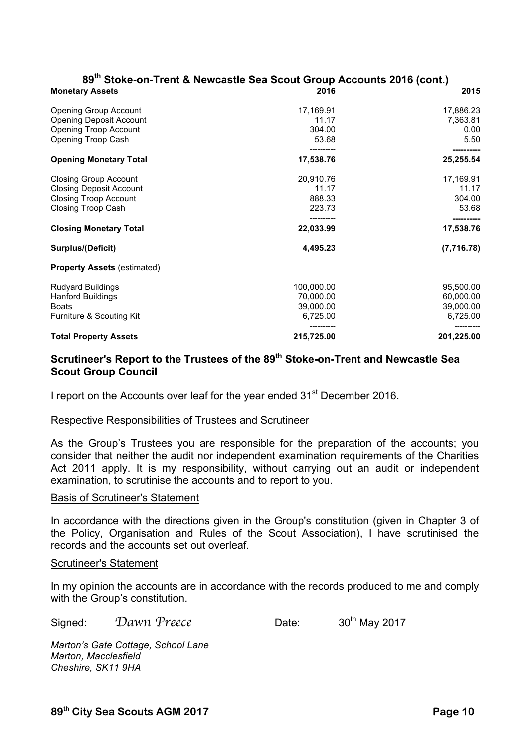## 89th Stoke-on-Trent & Newcastle Sea Scout Group Accounts 2016 (cont.)

| **Monetary Assets** | **2016** | **2015** |
|---|---|---|
| Opening Group Account | 17,169.91 | 17,886.23 |
| Opening Deposit Account | 11.17 | 7,363.81 |
| Opening Troop Account | 304.00 | 0.00 |
| Opening Troop Cash | 53.68 | 5.50 |
| **Opening Monetary Total** | **17,538.76** | **25,255.54** |
| Closing Group Account | 20,910.76 | 17,169.91 |
| Closing Deposit Account | 11.17 | 11.17 |
| Closing Troop Account | 888.33 | 304.00 |
| Closing Troop Cash | 223.73 | 53.68 |
| **Closing Monetary Total** | **22,033.99** | **17,538.76** |
| **Surplus/(Deficit)** | **4,495.23** | **(7,716.78)** |
| **Property Assets** (estimated) | | |
| Rudyard Buildings | 100,000.00 | 95,500.00 |
| Hanford Buildings | 70,000.00 | 60,000.00 |
| Boats | 39,000.00 | 39,000.00 |
| Furniture & Scouting Kit | 6,725.00 | 6,725.00 |
| **Total Property Assets** | **215,725.00** | **201,225.00** |

### Scrutineer's Report to the Trustees of the 89th Stoke-on-Trent and Newcastle Sea Scout Group Council

I report on the Accounts over leaf for the year ended 31st December 2016.

Respective Responsibilities of Trustees and Scrutineer

As the Group's Trustees you are responsible for the preparation of the accounts; you consider that neither the audit nor independent examination requirements of the Charities Act 2011 apply. It is my responsibility, without carrying out an audit or independent examination, to scrutinise the accounts and to report to you.

Basis of Scrutineer's Statement

In accordance with the directions given in the Group's constitution (given in Chapter 3 of the Policy, Organisation and Rules of the Scout Association), I have scrutinised the records and the accounts set out overleaf.

Scrutineer's Statement

In my opinion the accounts are in accordance with the records produced to me and comply with the Group's constitution.

Signed: *Dawn Preece* Date: 30th May 2017

*Marton's Gate Cottage, School Lane*
*Marton, Macclesfield*
*Cheshire, SK11 9HA*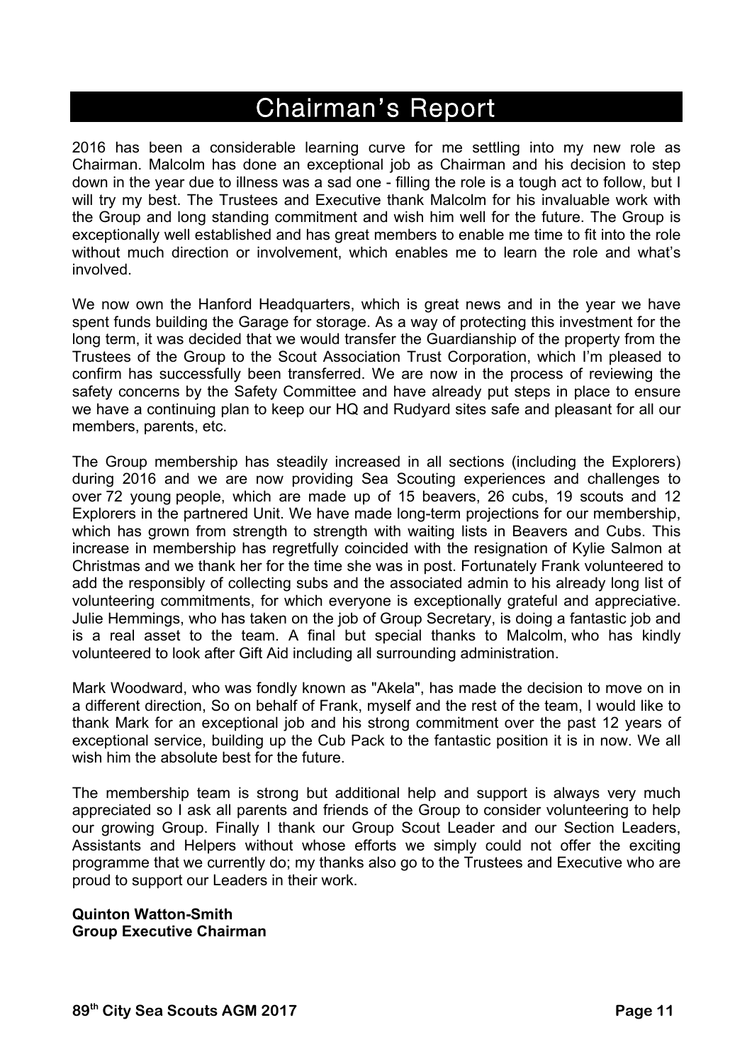# Chairman's Report

2016 has been a considerable learning curve for me settling into my new role as Chairman. Malcolm has done an exceptional job as Chairman and his decision to step down in the year due to illness was a sad one - filling the role is a tough act to follow, but I will try my best. The Trustees and Executive thank Malcolm for his invaluable work with the Group and long standing commitment and wish him well for the future. The Group is exceptionally well established and has great members to enable me time to fit into the role without much direction or involvement, which enables me to learn the role and what's involved.

We now own the Hanford Headquarters, which is great news and in the year we have spent funds building the Garage for storage. As a way of protecting this investment for the long term, it was decided that we would transfer the Guardianship of the property from the Trustees of the Group to the Scout Association Trust Corporation, which I'm pleased to confirm has successfully been transferred. We are now in the process of reviewing the safety concerns by the Safety Committee and have already put steps in place to ensure we have a continuing plan to keep our HQ and Rudyard sites safe and pleasant for all our members, parents, etc.

The Group membership has steadily increased in all sections (including the Explorers) during 2016 and we are now providing Sea Scouting experiences and challenges to over 72 young people, which are made up of 15 beavers, 26 cubs, 19 scouts and 12 Explorers in the partnered Unit. We have made long-term projections for our membership, which has grown from strength to strength with waiting lists in Beavers and Cubs. This increase in membership has regretfully coincided with the resignation of Kylie Salmon at Christmas and we thank her for the time she was in post. Fortunately Frank volunteered to add the responsibly of collecting subs and the associated admin to his already long list of volunteering commitments, for which everyone is exceptionally grateful and appreciative. Julie Hemmings, who has taken on the job of Group Secretary, is doing a fantastic job and is a real asset to the team. A final but special thanks to Malcolm, who has kindly volunteered to look after Gift Aid including all surrounding administration.

Mark Woodward, who was fondly known as "Akela", has made the decision to move on in a different direction, So on behalf of Frank, myself and the rest of the team, I would like to thank Mark for an exceptional job and his strong commitment over the past 12 years of exceptional service, building up the Cub Pack to the fantastic position it is in now. We all wish him the absolute best for the future.

The membership team is strong but additional help and support is always very much appreciated so I ask all parents and friends of the Group to consider volunteering to help our growing Group. Finally I thank our Group Scout Leader and our Section Leaders, Assistants and Helpers without whose efforts we simply could not offer the exciting programme that we currently do; my thanks also go to the Trustees and Executive who are proud to support our Leaders in their work.

**Quinton Watton-Smith**
**Group Executive Chairman**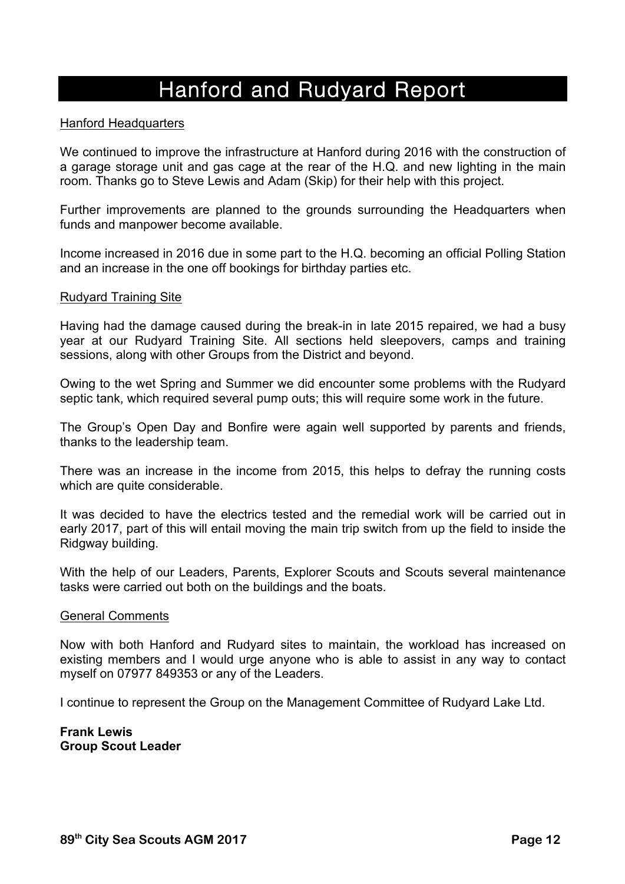# Hanford and Rudyard Report

Hanford Headquarters

We continued to improve the infrastructure at Hanford during 2016 with the construction of a garage storage unit and gas cage at the rear of the H.Q. and new lighting in the main room. Thanks go to Steve Lewis and Adam (Skip) for their help with this project.

Further improvements are planned to the grounds surrounding the Headquarters when funds and manpower become available.

Income increased in 2016 due in some part to the H.Q. becoming an official Polling Station and an increase in the one off bookings for birthday parties etc.

Rudyard Training Site

Having had the damage caused during the break-in in late 2015 repaired, we had a busy year at our Rudyard Training Site. All sections held sleepovers, camps and training sessions, along with other Groups from the District and beyond.

Owing to the wet Spring and Summer we did encounter some problems with the Rudyard septic tank, which required several pump outs; this will require some work in the future.

The Group's Open Day and Bonfire were again well supported by parents and friends, thanks to the leadership team.

There was an increase in the income from 2015, this helps to defray the running costs which are quite considerable.

It was decided to have the electrics tested and the remedial work will be carried out in early 2017, part of this will entail moving the main trip switch from up the field to inside the Ridgway building.

With the help of our Leaders, Parents, Explorer Scouts and Scouts several maintenance tasks were carried out both on the buildings and the boats.

General Comments

Now with both Hanford and Rudyard sites to maintain, the workload has increased on existing members and I would urge anyone who is able to assist in any way to contact myself on 07977 849353 or any of the Leaders.

I continue to represent the Group on the Management Committee of Rudyard Lake Ltd.

**Frank Lewis**
**Group Scout Leader**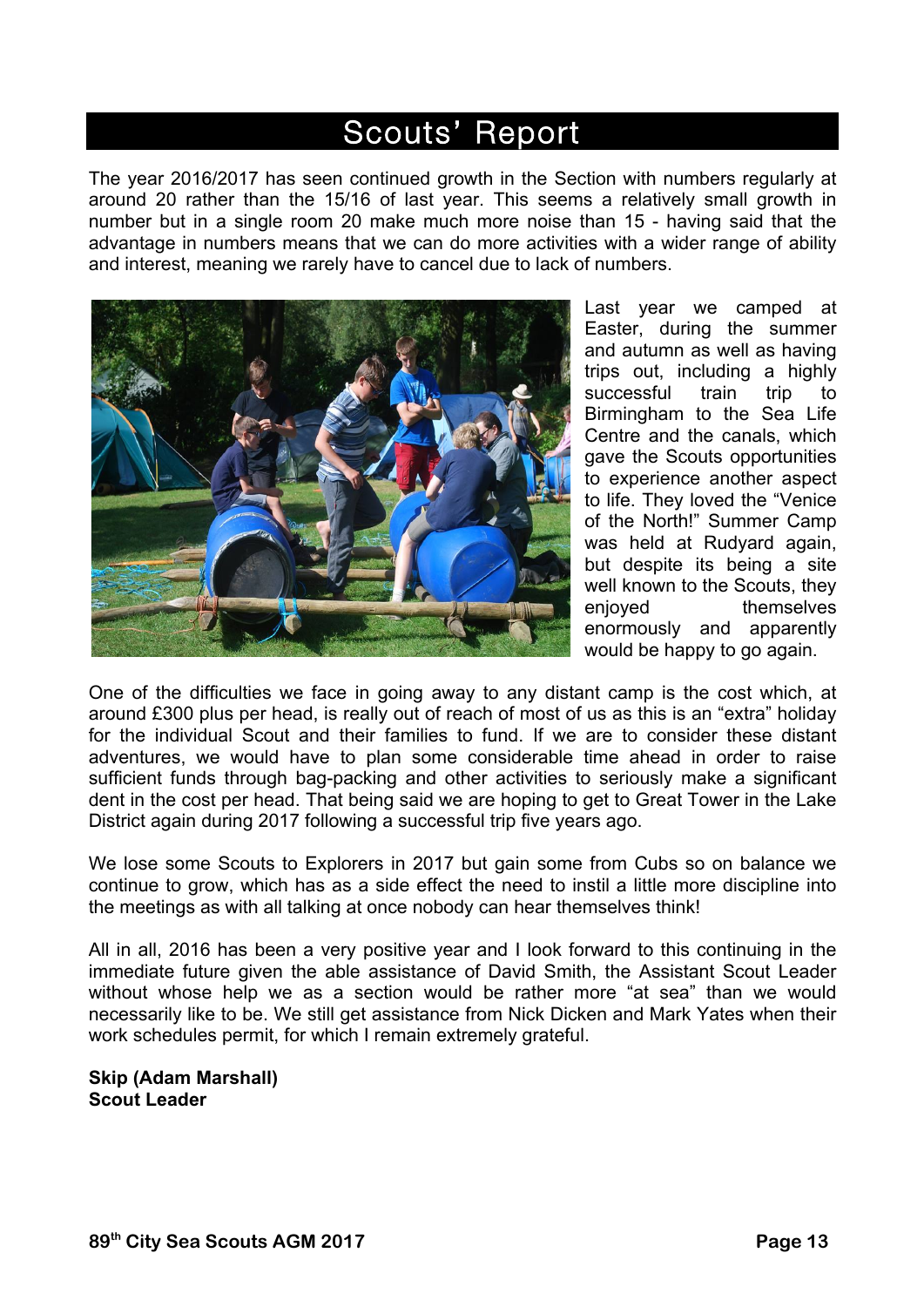# Scouts' Report

The year 2016/2017 has seen continued growth in the Section with numbers regularly at around 20 rather than the 15/16 of last year. This seems a relatively small growth in number but in a single room 20 make much more noise than 15 - having said that the advantage in numbers means that we can do more activities with a wider range of ability and interest, meaning we rarely have to cancel due to lack of numbers.

Last year we camped at Easter, during the summer and autumn as well as having trips out, including a highly successful train trip to Birmingham to the Sea Life Centre and the canals, which gave the Scouts opportunities to experience another aspect to life. They loved the "Venice of the North!" Summer Camp was held at Rudyard again, but despite its being a site well known to the Scouts, they enjoyed themselves enormously and apparently would be happy to go again.

One of the difficulties we face in going away to any distant camp is the cost which, at around £300 plus per head, is really out of reach of most of us as this is an "extra" holiday for the individual Scout and their families to fund. If we are to consider these distant adventures, we would have to plan some considerable time ahead in order to raise sufficient funds through bag-packing and other activities to seriously make a significant dent in the cost per head. That being said we are hoping to get to Great Tower in the Lake District again during 2017 following a successful trip five years ago.

We lose some Scouts to Explorers in 2017 but gain some from Cubs so on balance we continue to grow, which has as a side effect the need to instil a little more discipline into the meetings as with all talking at once nobody can hear themselves think!

All in all, 2016 has been a very positive year and I look forward to this continuing in the immediate future given the able assistance of David Smith, the Assistant Scout Leader without whose help we as a section would be rather more "at sea" than we would necessarily like to be. We still get assistance from Nick Dicken and Mark Yates when their work schedules permit, for which I remain extremely grateful.

**Skip (Adam Marshall)**
**Scout Leader**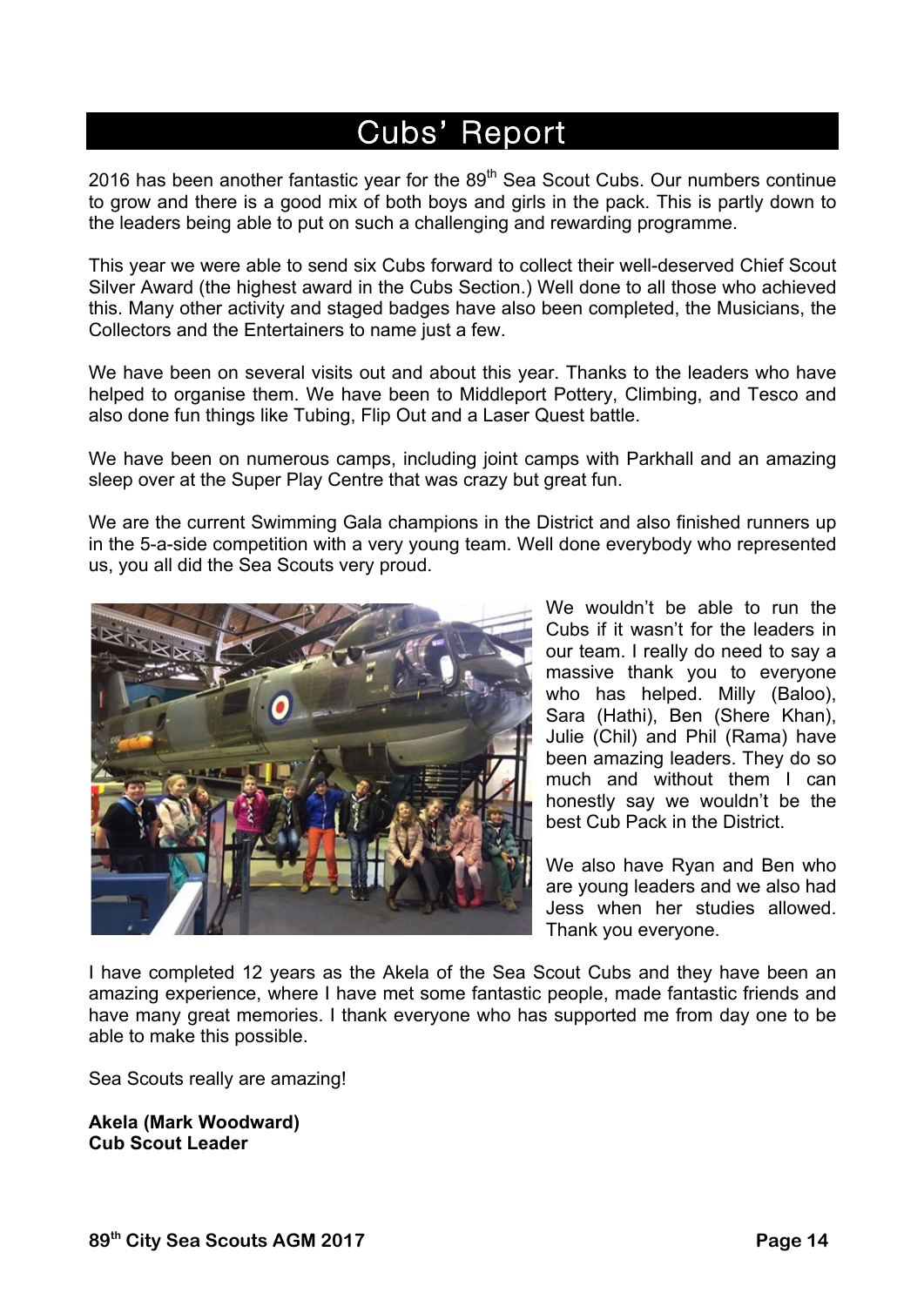# Cubs' Report

2016 has been another fantastic year for the 89th Sea Scout Cubs. Our numbers continue to grow and there is a good mix of both boys and girls in the pack. This is partly down to the leaders being able to put on such a challenging and rewarding programme.

This year we were able to send six Cubs forward to collect their well-deserved Chief Scout Silver Award (the highest award in the Cubs Section.) Well done to all those who achieved this. Many other activity and staged badges have also been completed, the Musicians, the Collectors and the Entertainers to name just a few.

We have been on several visits out and about this year. Thanks to the leaders who have helped to organise them. We have been to Middleport Pottery, Climbing, and Tesco and also done fun things like Tubing, Flip Out and a Laser Quest battle.

We have been on numerous camps, including joint camps with Parkhall and an amazing sleep over at the Super Play Centre that was crazy but great fun.

We are the current Swimming Gala champions in the District and also finished runners up in the 5-a-side competition with a very young team. Well done everybody who represented us, you all did the Sea Scouts very proud.

We wouldn't be able to run the Cubs if it wasn't for the leaders in our team. I really do need to say a massive thank you to everyone who has helped. Milly (Baloo), Sara (Hathi), Ben (Shere Khan), Julie (Chil) and Phil (Rama) have been amazing leaders. They do so much and without them I can honestly say we wouldn't be the best Cub Pack in the District.

We also have Ryan and Ben who are young leaders and we also had Jess when her studies allowed. Thank you everyone.

I have completed 12 years as the Akela of the Sea Scout Cubs and they have been an amazing experience, where I have met some fantastic people, made fantastic friends and have many great memories. I thank everyone who has supported me from day one to be able to make this possible.

Sea Scouts really are amazing!

**Akela (Mark Woodward)**
**Cub Scout Leader**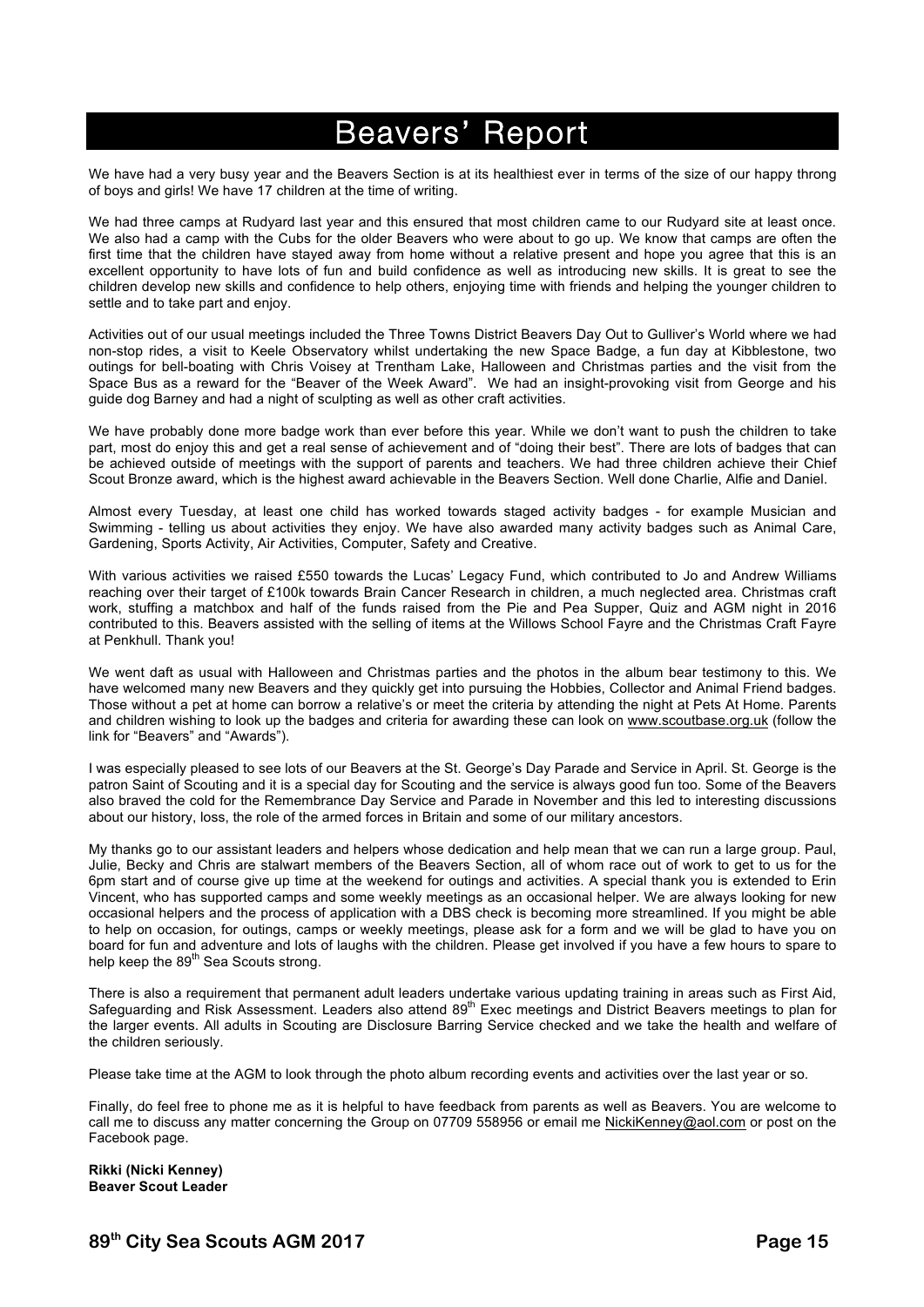# Beavers' Report

We have had a very busy year and the Beavers Section is at its healthiest ever in terms of the size of our happy throng of boys and girls! We have 17 children at the time of writing.

We had three camps at Rudyard last year and this ensured that most children came to our Rudyard site at least once. We also had a camp with the Cubs for the older Beavers who were about to go up. We know that camps are often the first time that the children have stayed away from home without a relative present and hope you agree that this is an excellent opportunity to have lots of fun and build confidence as well as introducing new skills. It is great to see the children develop new skills and confidence to help others, enjoying time with friends and helping the younger children to settle and to take part and enjoy.

Activities out of our usual meetings included the Three Towns District Beavers Day Out to Gulliver's World where we had non-stop rides, a visit to Keele Observatory whilst undertaking the new Space Badge, a fun day at Kibblestone, two outings for bell-boating with Chris Voisey at Trentham Lake, Halloween and Christmas parties and the visit from the Space Bus as a reward for the "Beaver of the Week Award". We had an insight-provoking visit from George and his guide dog Barney and had a night of sculpting as well as other craft activities.

We have probably done more badge work than ever before this year. While we don't want to push the children to take part, most do enjoy this and get a real sense of achievement and of "doing their best". There are lots of badges that can be achieved outside of meetings with the support of parents and teachers. We had three children achieve their Chief Scout Bronze award, which is the highest award achievable in the Beavers Section. Well done Charlie, Alfie and Daniel.

Almost every Tuesday, at least one child has worked towards staged activity badges - for example Musician and Swimming - telling us about activities they enjoy. We have also awarded many activity badges such as Animal Care, Gardening, Sports Activity, Air Activities, Computer, Safety and Creative.

With various activities we raised £550 towards the Lucas' Legacy Fund, which contributed to Jo and Andrew Williams reaching over their target of £100k towards Brain Cancer Research in children, a much neglected area. Christmas craft work, stuffing a matchbox and half of the funds raised from the Pie and Pea Supper, Quiz and AGM night in 2016 contributed to this. Beavers assisted with the selling of items at the Willows School Fayre and the Christmas Craft Fayre at Penkhull. Thank you!

We went daft as usual with Halloween and Christmas parties and the photos in the album bear testimony to this. We have welcomed many new Beavers and they quickly get into pursuing the Hobbies, Collector and Animal Friend badges. Those without a pet at home can borrow a relative's or meet the criteria by attending the night at Pets At Home. Parents and children wishing to look up the badges and criteria for awarding these can look on www.scoutbase.org.uk (follow the link for "Beavers" and "Awards").

I was especially pleased to see lots of our Beavers at the St. George's Day Parade and Service in April. St. George is the patron Saint of Scouting and it is a special day for Scouting and the service is always good fun too. Some of the Beavers also braved the cold for the Remembrance Day Service and Parade in November and this led to interesting discussions about our history, loss, the role of the armed forces in Britain and some of our military ancestors.

My thanks go to our assistant leaders and helpers whose dedication and help mean that we can run a large group. Paul, Julie, Becky and Chris are stalwart members of the Beavers Section, all of whom race out of work to get to us for the 6pm start and of course give up time at the weekend for outings and activities. A special thank you is extended to Erin Vincent, who has supported camps and some weekly meetings as an occasional helper. We are always looking for new occasional helpers and the process of application with a DBS check is becoming more streamlined. If you might be able to help on occasion, for outings, camps or weekly meetings, please ask for a form and we will be glad to have you on board for fun and adventure and lots of laughs with the children. Please get involved if you have a few hours to spare to help keep the 89th Sea Scouts strong.

There is also a requirement that permanent adult leaders undertake various updating training in areas such as First Aid, Safeguarding and Risk Assessment. Leaders also attend 89th Exec meetings and District Beavers meetings to plan for the larger events. All adults in Scouting are Disclosure Barring Service checked and we take the health and welfare of the children seriously.

Please take time at the AGM to look through the photo album recording events and activities over the last year or so.

Finally, do feel free to phone me as it is helpful to have feedback from parents as well as Beavers. You are welcome to call me to discuss any matter concerning the Group on 07709 558956 or email me NickiKenney@aol.com or post on the Facebook page.

**Rikki (Nicki Kenney)**
**Beaver Scout Leader**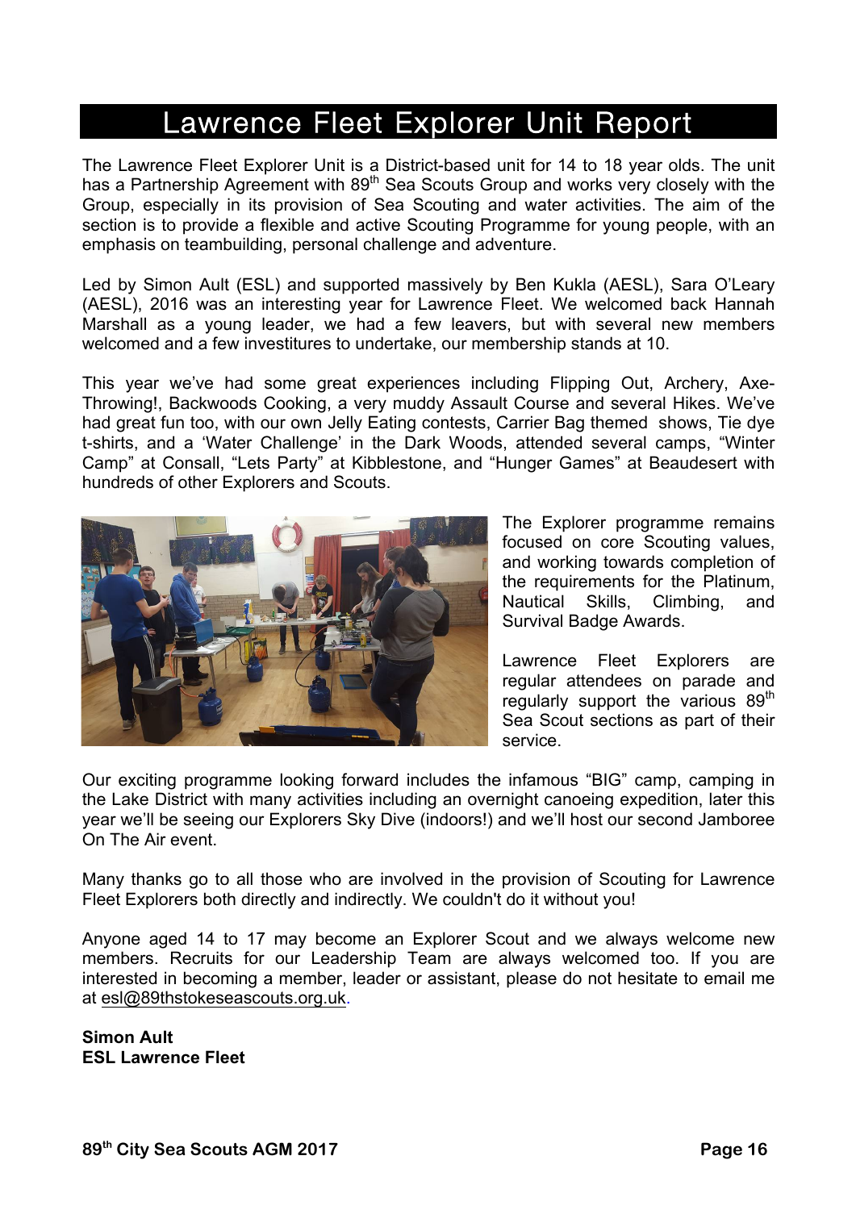# Lawrence Fleet Explorer Unit Report

The Lawrence Fleet Explorer Unit is a District-based unit for 14 to 18 year olds. The unit has a Partnership Agreement with 89th Sea Scouts Group and works very closely with the Group, especially in its provision of Sea Scouting and water activities. The aim of the section is to provide a flexible and active Scouting Programme for young people, with an emphasis on teambuilding, personal challenge and adventure.

Led by Simon Ault (ESL) and supported massively by Ben Kukla (AESL), Sara O'Leary (AESL), 2016 was an interesting year for Lawrence Fleet. We welcomed back Hannah Marshall as a young leader, we had a few leavers, but with several new members welcomed and a few investitures to undertake, our membership stands at 10.

This year we've had some great experiences including Flipping Out, Archery, Axe-Throwing!, Backwoods Cooking, a very muddy Assault Course and several Hikes. We've had great fun too, with our own Jelly Eating contests, Carrier Bag themed shows, Tie dye t-shirts, and a 'Water Challenge' in the Dark Woods, attended several camps, "Winter Camp" at Consall, "Lets Party" at Kibblestone, and "Hunger Games" at Beaudesert with hundreds of other Explorers and Scouts.

The Explorer programme remains focused on core Scouting values, and working towards completion of the requirements for the Platinum, Nautical Skills, Climbing, and Survival Badge Awards.

Lawrence Fleet Explorers are regular attendees on parade and regularly support the various 89th Sea Scout sections as part of their service.

Our exciting programme looking forward includes the infamous "BIG" camp, camping in the Lake District with many activities including an overnight canoeing expedition, later this year we'll be seeing our Explorers Sky Dive (indoors!) and we'll host our second Jamboree On The Air event.

Many thanks go to all those who are involved in the provision of Scouting for Lawrence Fleet Explorers both directly and indirectly. We couldn't do it without you!

Anyone aged 14 to 17 may become an Explorer Scout and we always welcome new members. Recruits for our Leadership Team are always welcomed too. If you are interested in becoming a member, leader or assistant, please do not hesitate to email me at esl@89thstokeseascouts.org.uk.

**Simon Ault**
**ESL Lawrence Fleet**